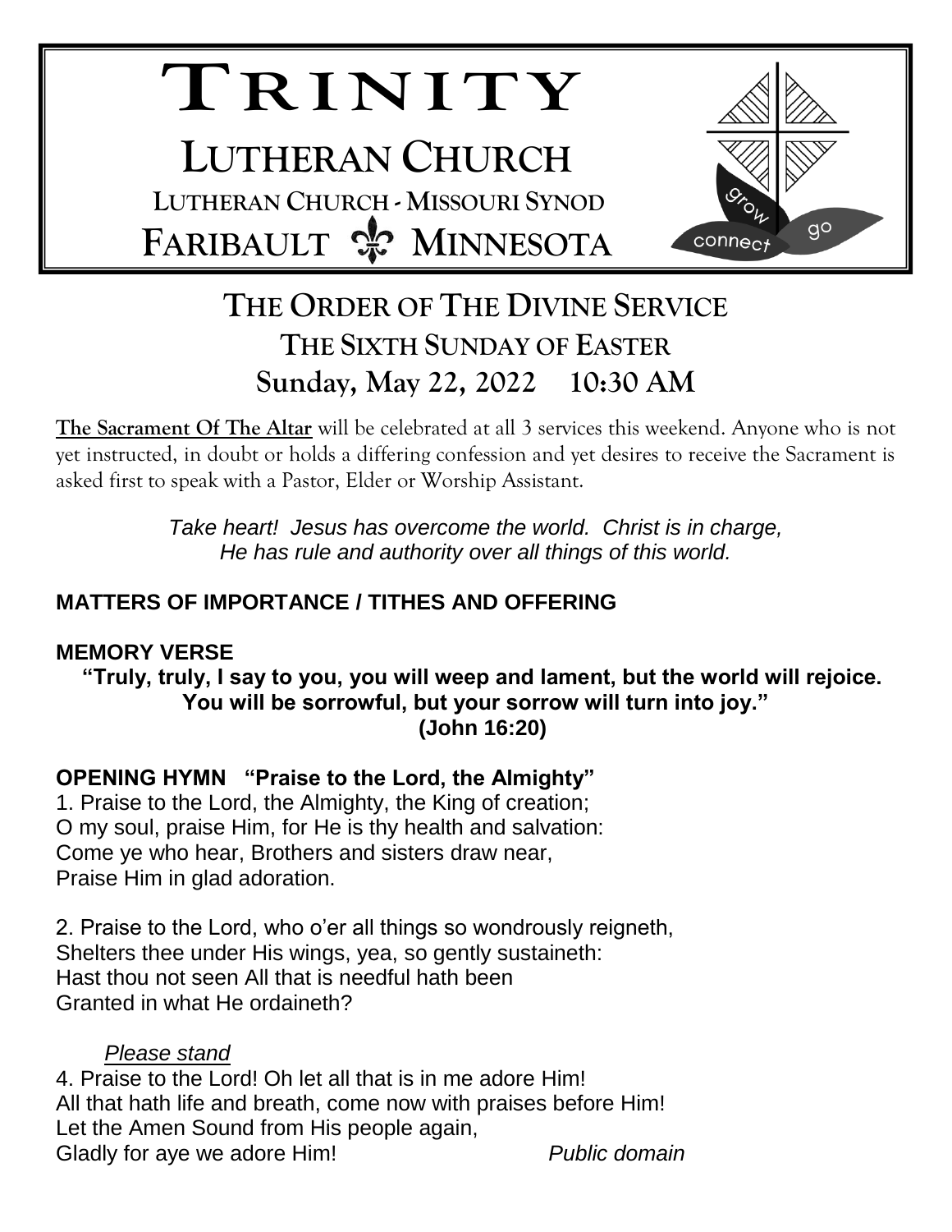# TRINITY LUTHERAN CHURCH

**LUTHERAN CHURCH - MISSOURI SYNOD**

**FARIBAULT ⚜ MINNESOTA**

grow connect go

## THE ORDER OF THE DIVINE SERVICE
## THE SIXTH SUNDAY OF EASTER
## Sunday, May 22, 2022 10:30 AM

**The Sacrament Of The Altar** will be celebrated at all 3 services this weekend. Anyone who is not yet instructed, in doubt or holds a differing confession and yet desires to receive the Sacrament is asked first to speak with a Pastor, Elder or Worship Assistant.

*Take heart! Jesus has overcome the world. Christ is in charge, He has rule and authority over all things of this world.*

**MATTERS OF IMPORTANCE / TITHES AND OFFERING**

**MEMORY VERSE**

**"Truly, truly, I say to you, you will weep and lament, but the world will rejoice. You will be sorrowful, but your sorrow will turn into joy." (John 16:20)**

**OPENING HYMN "Praise to the Lord, the Almighty"**

1. Praise to the Lord, the Almighty, the King of creation;
O my soul, praise Him, for He is thy health and salvation:
Come ye who hear, Brothers and sisters draw near,
Praise Him in glad adoration.

2. Praise to the Lord, who o'er all things so wondrously reigneth,
Shelters thee under His wings, yea, so gently sustaineth:
Hast thou not seen All that is needful hath been
Granted in what He ordaineth?

*Please stand*

4. Praise to the Lord! Oh let all that is in me adore Him!
All that hath life and breath, come now with praises before Him!
Let the Amen Sound from His people again,
Gladly for aye we adore Him! *Public domain*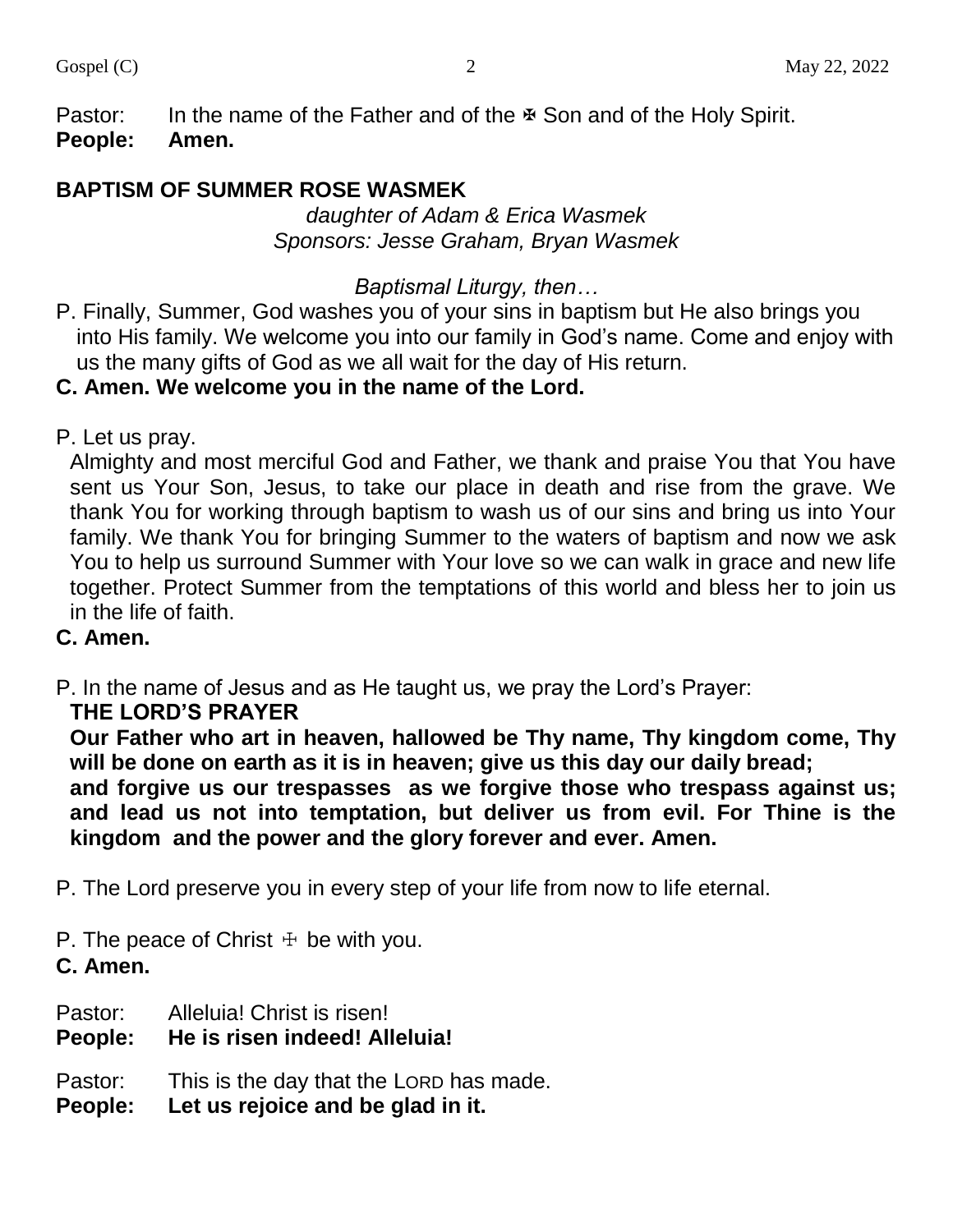Pastor: In the name of the Father and of the ✠ Son and of the Holy Spirit.
**People: Amen.**

## BAPTISM OF SUMMER ROSE WASMEK

*daughter of Adam & Erica Wasmek*
*Sponsors: Jesse Graham, Bryan Wasmek*

*Baptismal Liturgy, then…*

P. Finally, Summer, God washes you of your sins in baptism but He also brings you into His family. We welcome you into our family in God's name. Come and enjoy with us the many gifts of God as we all wait for the day of His return.

**C. Amen. We welcome you in the name of the Lord.**

P. Let us pray.

Almighty and most merciful God and Father, we thank and praise You that You have sent us Your Son, Jesus, to take our place in death and rise from the grave. We thank You for working through baptism to wash us of our sins and bring us into Your family. We thank You for bringing Summer to the waters of baptism and now we ask You to help us surround Summer with Your love so we can walk in grace and new life together. Protect Summer from the temptations of this world and bless her to join us in the life of faith.

**C. Amen.**

P. In the name of Jesus and as He taught us, we pray the Lord's Prayer:

**THE LORD'S PRAYER**

**Our Father who art in heaven, hallowed be Thy name, Thy kingdom come, Thy will be done on earth as it is in heaven; give us this day our daily bread; and forgive us our trespasses as we forgive those who trespass against us; and lead us not into temptation, but deliver us from evil. For Thine is the kingdom and the power and the glory forever and ever. Amen.**

P. The Lord preserve you in every step of your life from now to life eternal.

P. The peace of Christ ☩ be with you.

**C. Amen.**

Pastor: Alleluia! Christ is risen!
**People: He is risen indeed! Alleluia!**

Pastor: This is the day that the LORD has made.
**People: Let us rejoice and be glad in it.**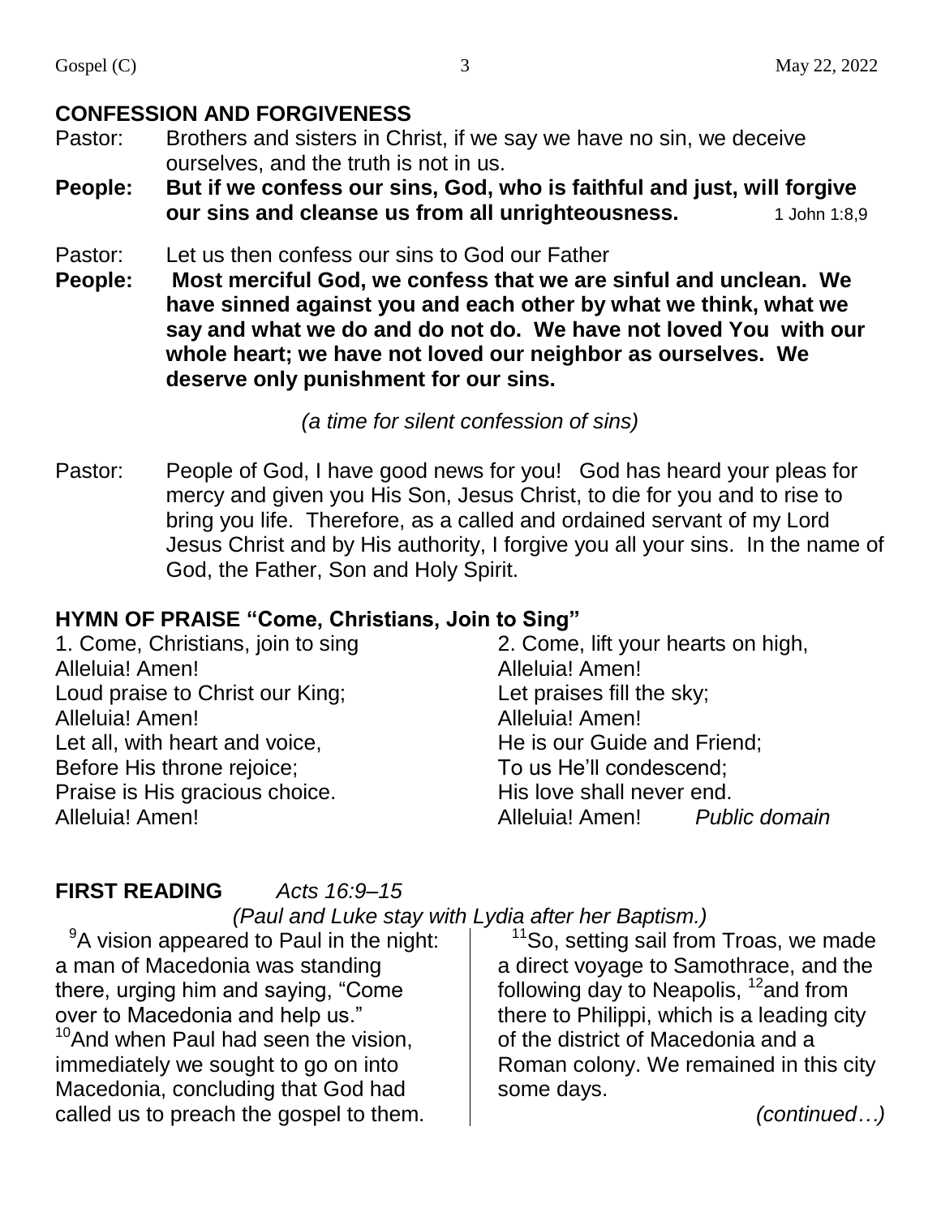## CONFESSION AND FORGIVENESS

Pastor: Brothers and sisters in Christ, if we say we have no sin, we deceive ourselves, and the truth is not in us.

**People: But if we confess our sins, God, who is faithful and just, will forgive our sins and cleanse us from all unrighteousness.** 1 John 1:8,9

Pastor: Let us then confess our sins to God our Father

**People: Most merciful God, we confess that we are sinful and unclean. We have sinned against you and each other by what we think, what we say and what we do and do not do. We have not loved You with our whole heart; we have not loved our neighbor as ourselves. We deserve only punishment for our sins.**

*(a time for silent confession of sins)*

Pastor: People of God, I have good news for you! God has heard your pleas for mercy and given you His Son, Jesus Christ, to die for you and to rise to bring you life. Therefore, as a called and ordained servant of my Lord Jesus Christ and by His authority, I forgive you all your sins. In the name of God, the Father, Son and Holy Spirit.

## HYMN OF PRAISE "Come, Christians, Join to Sing"

1. Come, Christians, join to sing
Alleluia! Amen!
Loud praise to Christ our King;
Alleluia! Amen!
Let all, with heart and voice,
Before His throne rejoice;
Praise is His gracious choice.
Alleluia! Amen!

2. Come, lift your hearts on high,
Alleluia! Amen!
Let praises fill the sky;
Alleluia! Amen!
He is our Guide and Friend;
To us He'll condescend;
His love shall never end.
Alleluia! Amen! *Public domain*

## FIRST READING *Acts 16:9–15*

*(Paul and Luke stay with Lydia after her Baptism.)*

[9]A vision appeared to Paul in the night: a man of Macedonia was standing there, urging him and saying, "Come over to Macedonia and help us." [10]And when Paul had seen the vision, immediately we sought to go on into Macedonia, concluding that God had called us to preach the gospel to them.

[11]So, setting sail from Troas, we made a direct voyage to Samothrace, and the following day to Neapolis, [12]and from there to Philippi, which is a leading city of the district of Macedonia and a Roman colony. We remained in this city some days.

*(continued…)*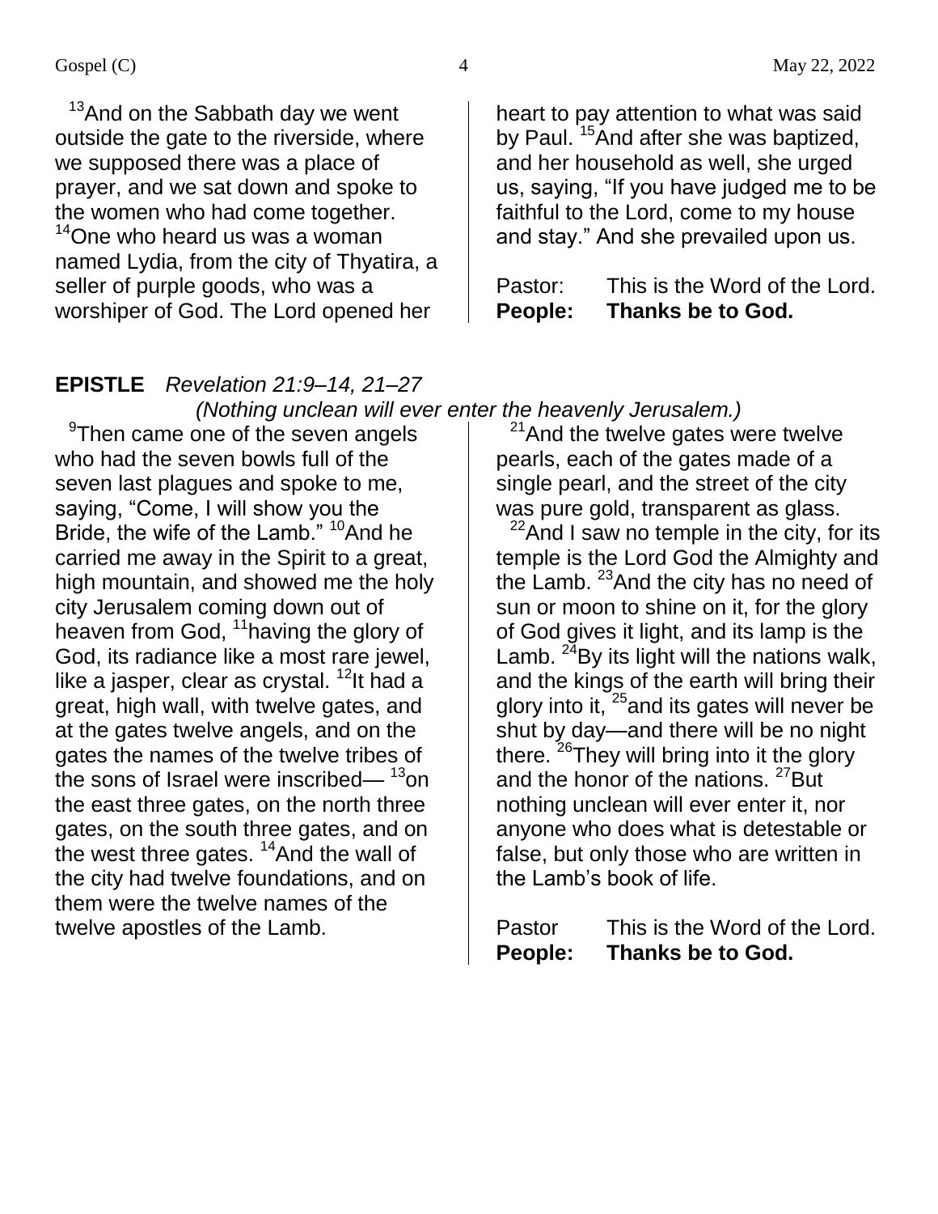[13]And on the Sabbath day we went outside the gate to the riverside, where we supposed there was a place of prayer, and we sat down and spoke to the women who had come together. [14]One who heard us was a woman named Lydia, from the city of Thyatira, a seller of purple goods, who was a worshiper of God. The Lord opened her heart to pay attention to what was said by Paul. [15]And after she was baptized, and her household as well, she urged us, saying, "If you have judged me to be faithful to the Lord, come to my house and stay." And she prevailed upon us.

Pastor: This is the Word of the Lord.
**People: Thanks be to God.**

**EPISTLE** *Revelation 21:9–14, 21–27*
*(Nothing unclean will ever enter the heavenly Jerusalem.)*

[9]Then came one of the seven angels who had the seven bowls full of the seven last plagues and spoke to me, saying, "Come, I will show you the Bride, the wife of the Lamb." [10]And he carried me away in the Spirit to a great, high mountain, and showed me the holy city Jerusalem coming down out of heaven from God, [11]having the glory of God, its radiance like a most rare jewel, like a jasper, clear as crystal. [12]It had a great, high wall, with twelve gates, and at the gates twelve angels, and on the gates the names of the twelve tribes of the sons of Israel were inscribed— [13]on the east three gates, on the north three gates, on the south three gates, and on the west three gates. [14]And the wall of the city had twelve foundations, and on them were the twelve names of the twelve apostles of the Lamb.

[21]And the twelve gates were twelve pearls, each of the gates made of a single pearl, and the street of the city was pure gold, transparent as glass. [22]And I saw no temple in the city, for its temple is the Lord God the Almighty and the Lamb. [23]And the city has no need of sun or moon to shine on it, for the glory of God gives it light, and its lamp is the Lamb. [24]By its light will the nations walk, and the kings of the earth will bring their glory into it, [25]and its gates will never be shut by day—and there will be no night there. [26]They will bring into it the glory and the honor of the nations. [27]But nothing unclean will ever enter it, nor anyone who does what is detestable or false, but only those who are written in the Lamb's book of life.

Pastor This is the Word of the Lord.
**People: Thanks be to God.**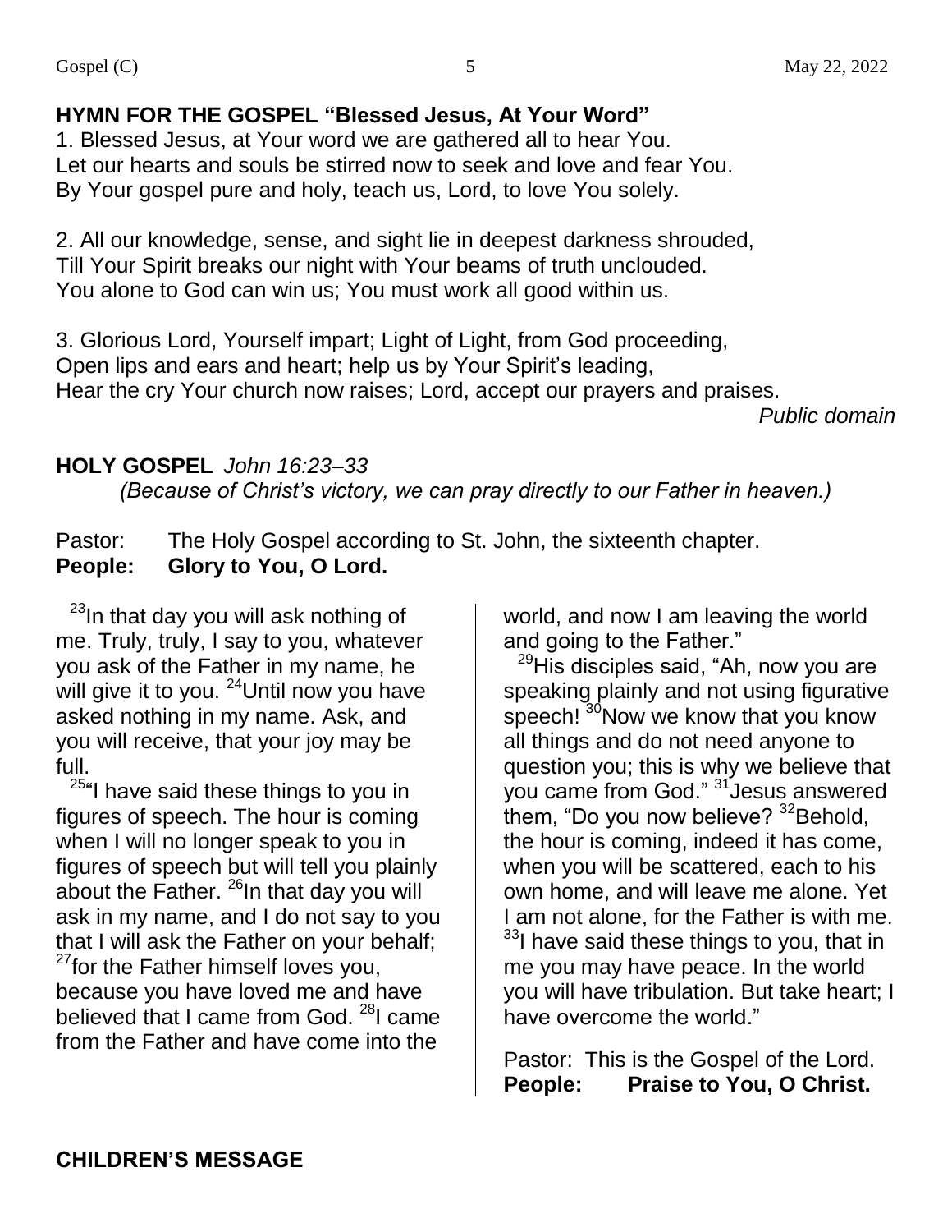## HYMN FOR THE GOSPEL "Blessed Jesus, At Your Word"

1. Blessed Jesus, at Your word we are gathered all to hear You.
Let our hearts and souls be stirred now to seek and love and fear You.
By Your gospel pure and holy, teach us, Lord, to love You solely.

2. All our knowledge, sense, and sight lie in deepest darkness shrouded,
Till Your Spirit breaks our night with Your beams of truth unclouded.
You alone to God can win us; You must work all good within us.

3. Glorious Lord, Yourself impart; Light of Light, from God proceeding,
Open lips and ears and heart; help us by Your Spirit's leading,
Hear the cry Your church now raises; Lord, accept our prayers and praises.

*Public domain*

## HOLY GOSPEL *John 16:23–33*

*(Because of Christ's victory, we can pray directly to our Father in heaven.)*

Pastor: The Holy Gospel according to St. John, the sixteenth chapter.
**People: Glory to You, O Lord.**

[23]In that day you will ask nothing of me. Truly, truly, I say to you, whatever you ask of the Father in my name, he will give it to you. [24]Until now you have asked nothing in my name. Ask, and you will receive, that your joy may be full.

[25]"I have said these things to you in figures of speech. The hour is coming when I will no longer speak to you in figures of speech but will tell you plainly about the Father. [26]In that day you will ask in my name, and I do not say to you that I will ask the Father on your behalf; [27]for the Father himself loves you, because you have loved me and have believed that I came from God. [28]I came from the Father and have come into the world, and now I am leaving the world and going to the Father."

[29]His disciples said, "Ah, now you are speaking plainly and not using figurative speech! [30]Now we know that you know all things and do not need anyone to question you; this is why we believe that you came from God." [31]Jesus answered them, "Do you now believe? [32]Behold, the hour is coming, indeed it has come, when you will be scattered, each to his own home, and will leave me alone. Yet I am not alone, for the Father is with me. [33]I have said these things to you, that in me you may have peace. In the world you will have tribulation. But take heart; I have overcome the world."

Pastor: This is the Gospel of the Lord.
**People: Praise to You, O Christ.**

## CHILDREN'S MESSAGE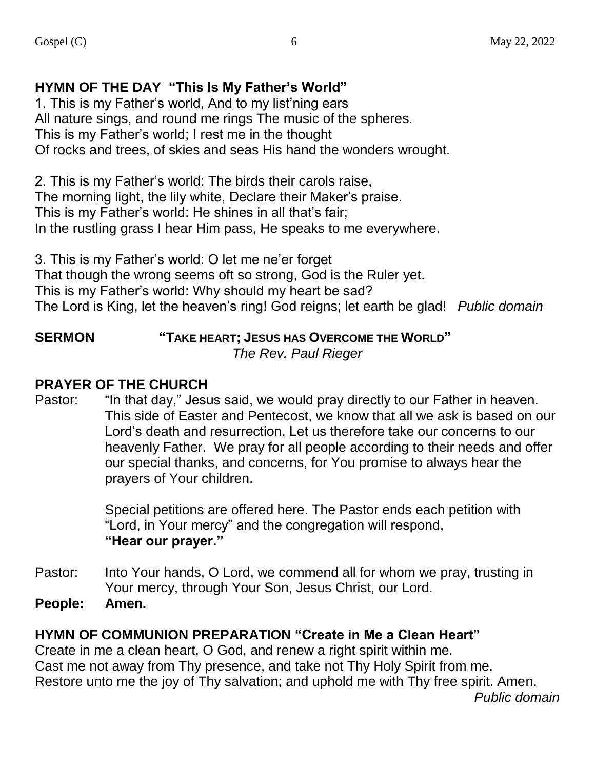**HYMN OF THE DAY "This Is My Father's World"**

1. This is my Father's world, And to my list'ning ears
All nature sings, and round me rings The music of the spheres.
This is my Father's world; I rest me in the thought
Of rocks and trees, of skies and seas His hand the wonders wrought.

2. This is my Father's world: The birds their carols raise,
The morning light, the lily white, Declare their Maker's praise.
This is my Father's world: He shines in all that's fair;
In the rustling grass I hear Him pass, He speaks to me everywhere.

3. This is my Father's world: O let me ne'er forget
That though the wrong seems oft so strong, God is the Ruler yet.
This is my Father's world: Why should my heart be sad?
The Lord is King, let the heaven's ring! God reigns; let earth be glad! *Public domain*

**SERMON "TAKE HEART; JESUS HAS OVERCOME THE WORLD"**
*The Rev. Paul Rieger*

**PRAYER OF THE CHURCH**

Pastor: "In that day," Jesus said, we would pray directly to our Father in heaven. This side of Easter and Pentecost, we know that all we ask is based on our Lord's death and resurrection. Let us therefore take our concerns to our heavenly Father. We pray for all people according to their needs and offer our special thanks, and concerns, for You promise to always hear the prayers of Your children.

Special petitions are offered here. The Pastor ends each petition with "Lord, in Your mercy" and the congregation will respond, **"Hear our prayer."**

Pastor: Into Your hands, O Lord, we commend all for whom we pray, trusting in Your mercy, through Your Son, Jesus Christ, our Lord.

**People: Amen.**

**HYMN OF COMMUNION PREPARATION "Create in Me a Clean Heart"**

Create in me a clean heart, O God, and renew a right spirit within me.
Cast me not away from Thy presence, and take not Thy Holy Spirit from me.
Restore unto me the joy of Thy salvation; and uphold me with Thy free spirit. Amen.
*Public domain*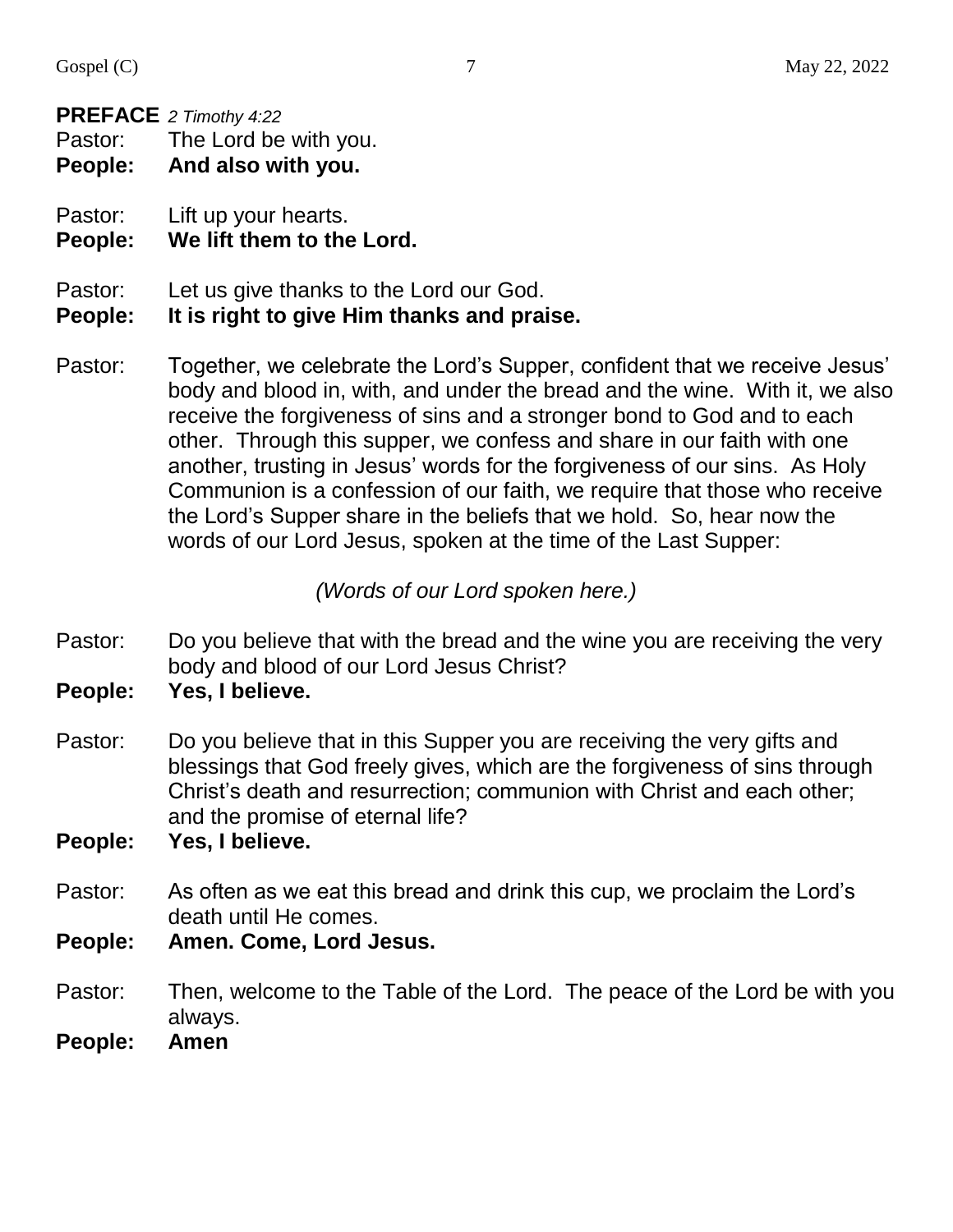**PREFACE** *2 Timothy 4:22*

Pastor: The Lord be with you.
**People: And also with you.**

Pastor: Lift up your hearts.
**People: We lift them to the Lord.**

Pastor: Let us give thanks to the Lord our God.
**People: It is right to give Him thanks and praise.**

Pastor: Together, we celebrate the Lord's Supper, confident that we receive Jesus' body and blood in, with, and under the bread and the wine. With it, we also receive the forgiveness of sins and a stronger bond to God and to each other. Through this supper, we confess and share in our faith with one another, trusting in Jesus' words for the forgiveness of our sins. As Holy Communion is a confession of our faith, we require that those who receive the Lord's Supper share in the beliefs that we hold. So, hear now the words of our Lord Jesus, spoken at the time of the Last Supper:

*(Words of our Lord spoken here.)*

Pastor: Do you believe that with the bread and the wine you are receiving the very body and blood of our Lord Jesus Christ?
**People: Yes, I believe.**

Pastor: Do you believe that in this Supper you are receiving the very gifts and blessings that God freely gives, which are the forgiveness of sins through Christ's death and resurrection; communion with Christ and each other; and the promise of eternal life?
**People: Yes, I believe.**

Pastor: As often as we eat this bread and drink this cup, we proclaim the Lord's death until He comes.
**People: Amen. Come, Lord Jesus.**

Pastor: Then, welcome to the Table of the Lord. The peace of the Lord be with you always.
**People: Amen**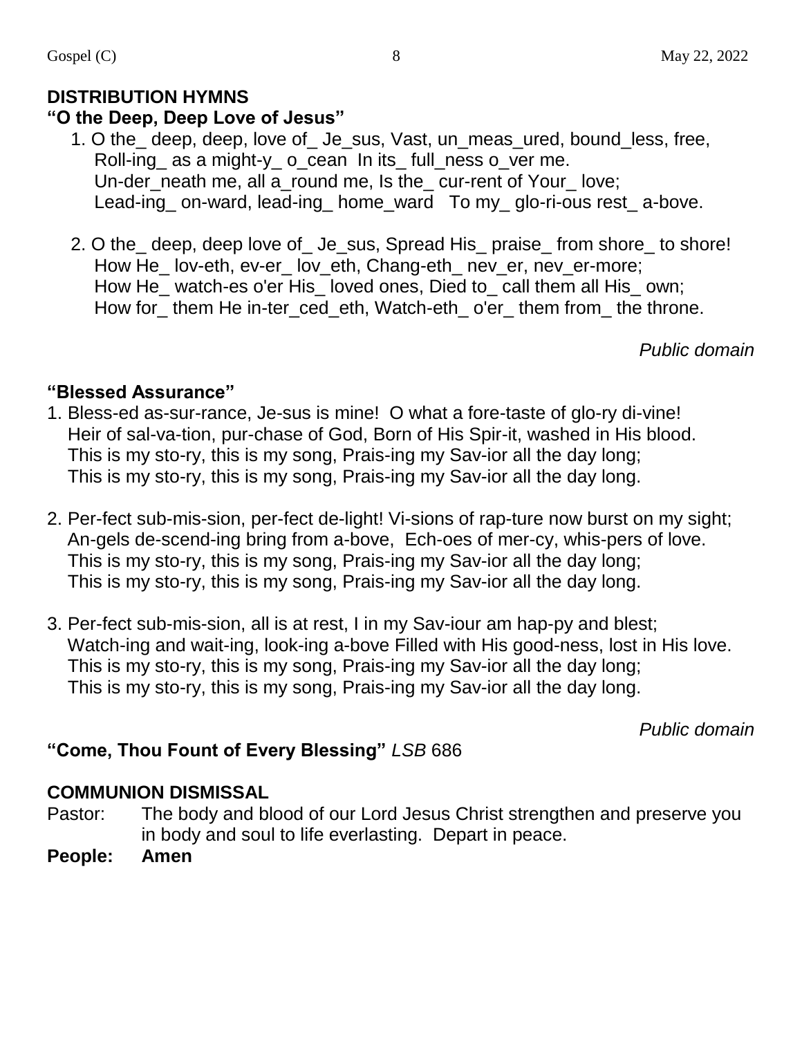## DISTRIBUTION HYMNS

**"O the Deep, Deep Love of Jesus"**

1. O the_ deep, deep, love of_ Je_sus, Vast, un_meas_ured, bound_less, free,
   Roll-ing_ as a might-y_ o_cean In its_ full_ness o_ver me.
   Un-der_neath me, all a_round me, Is the_ cur-rent of Your_ love;
   Lead-ing_ on-ward, lead-ing_ home_ward To my_ glo-ri-ous rest_ a-bove.

2. O the_ deep, deep love of_ Je_sus, Spread His_ praise_ from shore_ to shore!
   How He_ lov-eth, ev-er_ lov_eth, Chang-eth_ nev_er, nev_er-more;
   How He_ watch-es o'er His_ loved ones, Died to_ call them all His_ own;
   How for_ them He in-ter_ced_eth, Watch-eth_ o'er_ them from_ the throne.

*Public domain*

**"Blessed Assurance"**

1. Bless-ed as-sur-rance, Je-sus is mine! O what a fore-taste of glo-ry di-vine!
   Heir of sal-va-tion, pur-chase of God, Born of His Spir-it, washed in His blood.
   This is my sto-ry, this is my song, Prais-ing my Sav-ior all the day long;
   This is my sto-ry, this is my song, Prais-ing my Sav-ior all the day long.

2. Per-fect sub-mis-sion, per-fect de-light! Vi-sions of rap-ture now burst on my sight;
   An-gels de-scend-ing bring from a-bove, Ech-oes of mer-cy, whis-pers of love.
   This is my sto-ry, this is my song, Prais-ing my Sav-ior all the day long;
   This is my sto-ry, this is my song, Prais-ing my Sav-ior all the day long.

3. Per-fect sub-mis-sion, all is at rest, I in my Sav-iour am hap-py and blest;
   Watch-ing and wait-ing, look-ing a-bove Filled with His good-ness, lost in His love.
   This is my sto-ry, this is my song, Prais-ing my Sav-ior all the day long;
   This is my sto-ry, this is my song, Prais-ing my Sav-ior all the day long.

*Public domain*

**"Come, Thou Fount of Every Blessing"** *LSB* 686

## COMMUNION DISMISSAL

Pastor: The body and blood of our Lord Jesus Christ strengthen and preserve you in body and soul to life everlasting. Depart in peace.

**People: Amen**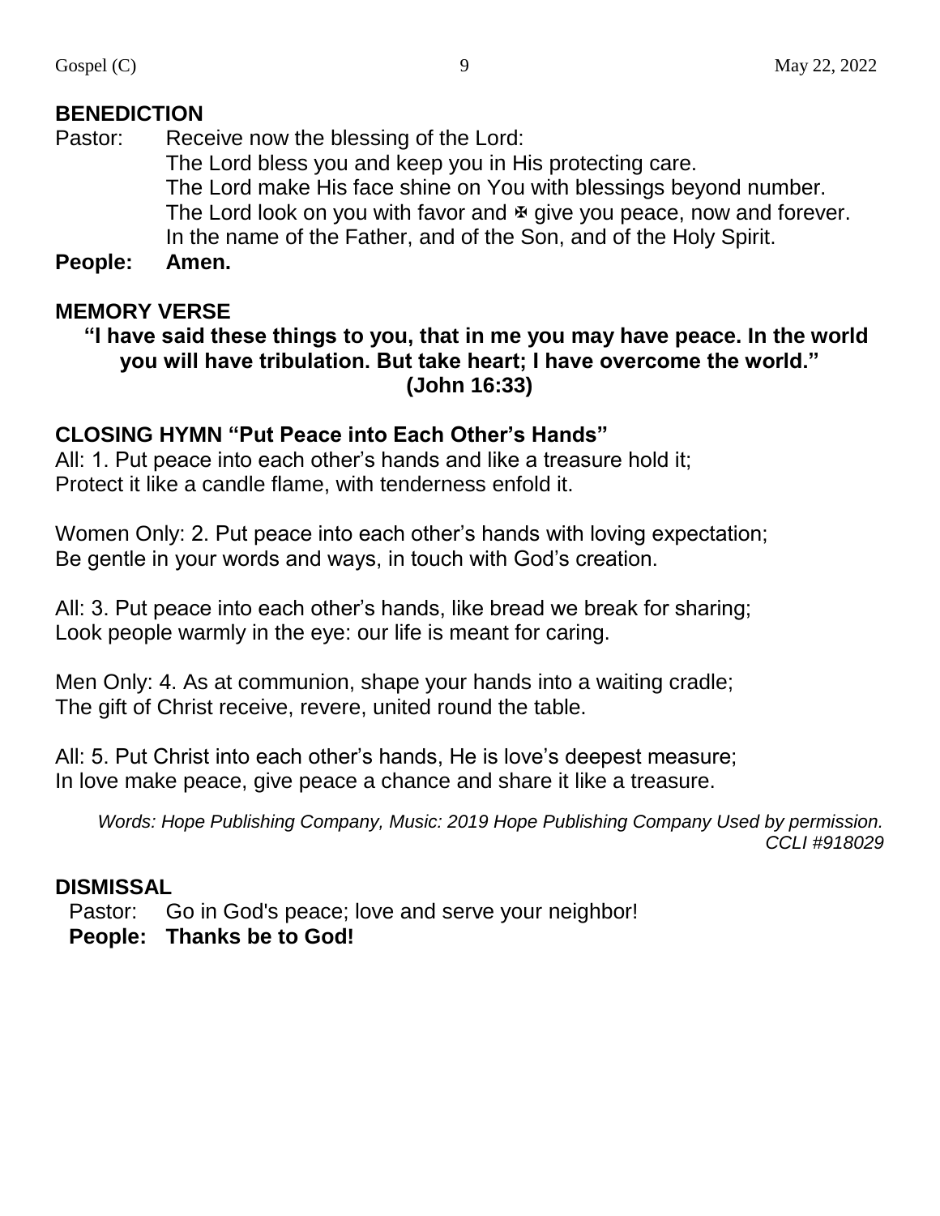## BENEDICTION

Pastor: Receive now the blessing of the Lord:
The Lord bless you and keep you in His protecting care.
The Lord make His face shine on You with blessings beyond number.
The Lord look on you with favor and ✠ give you peace, now and forever.
In the name of the Father, and of the Son, and of the Holy Spirit.

**People: Amen.**

## MEMORY VERSE

**"I have said these things to you, that in me you may have peace. In the world you will have tribulation. But take heart; I have overcome the world." (John 16:33)**

## CLOSING HYMN "Put Peace into Each Other's Hands"

All: 1. Put peace into each other's hands and like a treasure hold it;
Protect it like a candle flame, with tenderness enfold it.

Women Only: 2. Put peace into each other's hands with loving expectation;
Be gentle in your words and ways, in touch with God's creation.

All: 3. Put peace into each other's hands, like bread we break for sharing;
Look people warmly in the eye: our life is meant for caring.

Men Only: 4. As at communion, shape your hands into a waiting cradle;
The gift of Christ receive, revere, united round the table.

All: 5. Put Christ into each other's hands, He is love's deepest measure;
In love make peace, give peace a chance and share it like a treasure.

*Words: Hope Publishing Company, Music: 2019 Hope Publishing Company Used by permission. CCLI #918029*

## DISMISSAL

Pastor: Go in God's peace; love and serve your neighbor!

**People: Thanks be to God!**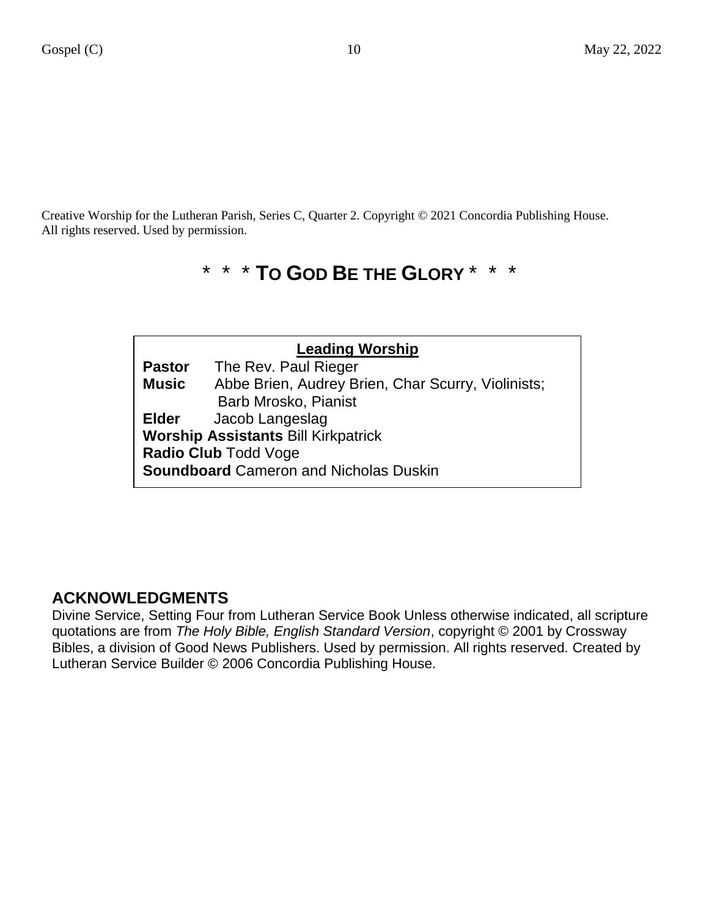Creative Worship for the Lutheran Parish, Series C, Quarter 2. Copyright © 2021 Concordia Publishing House. All rights reserved. Used by permission.

## * * * TO GOD BE THE GLORY * * *

**Leading Worship**

**Pastor** The Rev. Paul Rieger
**Music** Abbe Brien, Audrey Brien, Char Scurry, Violinists; Barb Mrosko, Pianist
**Elder** Jacob Langeslag
**Worship Assistants** Bill Kirkpatrick
**Radio Club** Todd Voge
**Soundboard** Cameron and Nicholas Duskin

## ACKNOWLEDGMENTS

Divine Service, Setting Four from Lutheran Service Book Unless otherwise indicated, all scripture quotations are from *The Holy Bible, English Standard Version*, copyright © 2001 by Crossway Bibles, a division of Good News Publishers. Used by permission. All rights reserved. Created by Lutheran Service Builder © 2006 Concordia Publishing House.